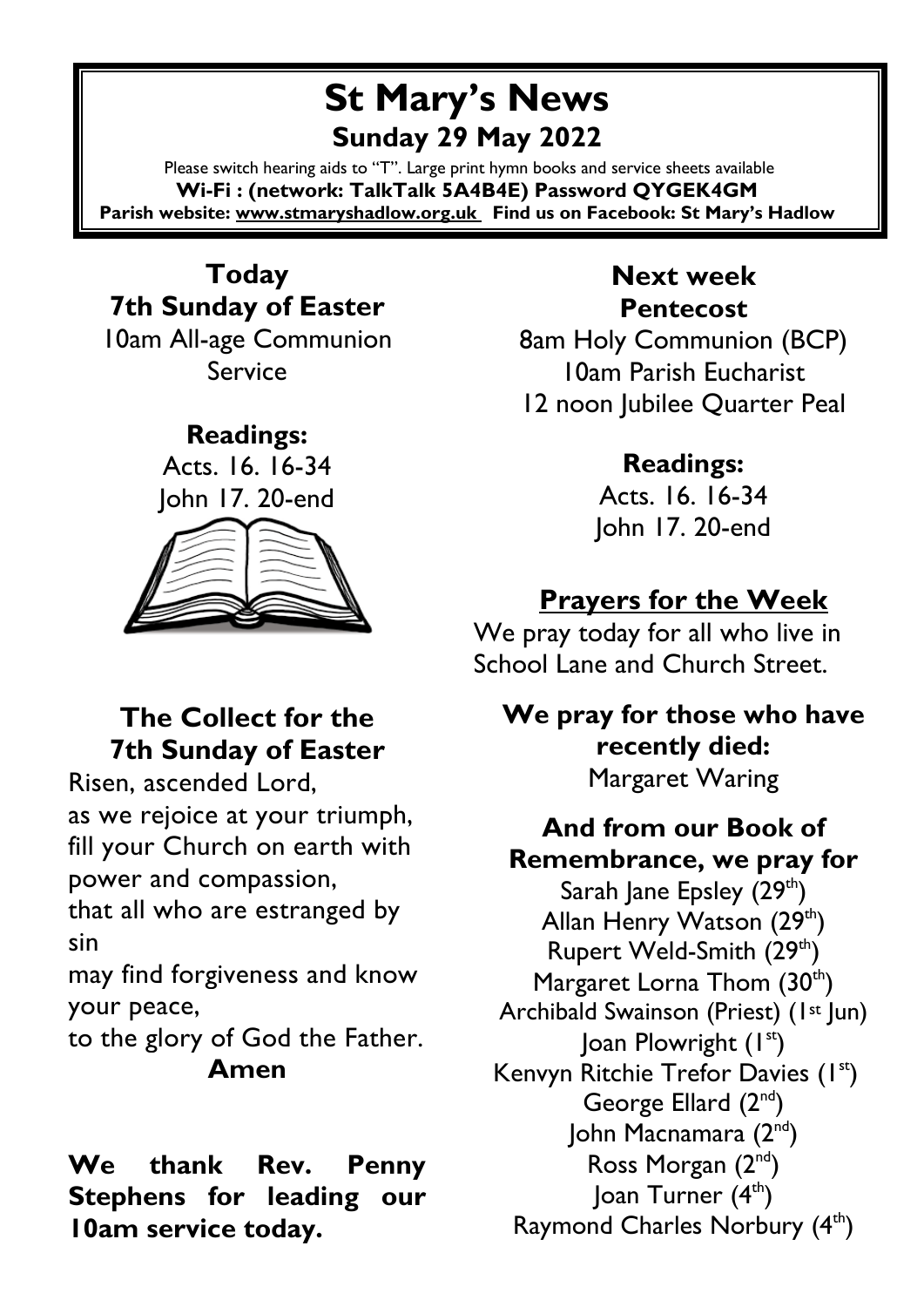# St Mary's News

## Sunday 29 May 2022

Please switch hearing aids to "T". Large print hymn books and service sheets available

**Wi-Fi : (network: TalkTalk 5A4B4E) Password QYGEK4GM**

**Parish website: www.stmaryshadlow.org.uk Find us on Facebook: St Mary's Hadlow**

### Today
### 7th Sunday of Easter

10am All-age Communion Service

**Readings:**

Acts. 16. 16-34
John 17. 20-end

### The Collect for the 7th Sunday of Easter

Risen, ascended Lord,
as we rejoice at your triumph,
fill your Church on earth with power and compassion,
that all who are estranged by sin
may find forgiveness and know your peace,
to the glory of God the Father.
**Amen**

**We thank Rev. Penny Stephens for leading our 10am service today.**

### Next week
### Pentecost

8am Holy Communion (BCP)
10am Parish Eucharist
12 noon Jubilee Quarter Peal

**Readings:**

Acts. 16. 16-34
John 17. 20-end

## Prayers for the Week

We pray today for all who live in School Lane and Church Street.

**We pray for those who have recently died:**

Margaret Waring

**And from our Book of Remembrance, we pray for**

Sarah Jane Epsley (29th)
Allan Henry Watson (29th)
Rupert Weld-Smith (29th)
Margaret Lorna Thom (30th)
Archibald Swainson (Priest) (1st Jun)
Joan Plowright (1st)
Kenvyn Ritchie Trefor Davies (1st)
George Ellard (2nd)
John Macnamara (2nd)
Ross Morgan (2nd)
Joan Turner (4th)
Raymond Charles Norbury (4th)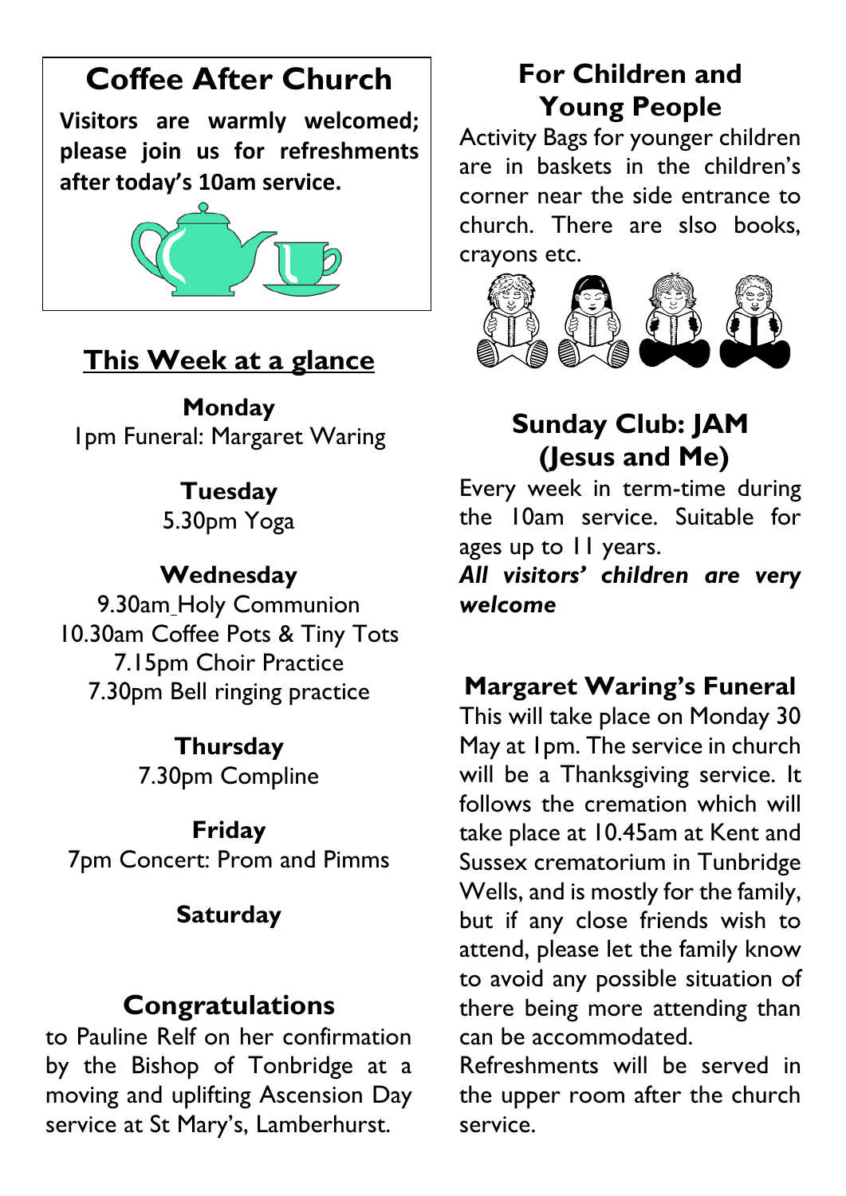## Coffee After Church

**Visitors are warmly welcomed; please join us for refreshments after today's 10am service.**

## This Week at a glance

**Monday**
1pm Funeral: Margaret Waring

**Tuesday**
5.30pm Yoga

**Wednesday**
9.30am Holy Communion
10.30am Coffee Pots & Tiny Tots
7.15pm Choir Practice
7.30pm Bell ringing practice

**Thursday**
7.30pm Compline

**Friday**
7pm Concert: Prom and Pimms

**Saturday**

## Congratulations

to Pauline Relf on her confirmation by the Bishop of Tonbridge at a moving and uplifting Ascension Day service at St Mary's, Lamberhurst.

## For Children and Young People

Activity Bags for younger children are in baskets in the children's corner near the side entrance to church. There are slso books, crayons etc.

## Sunday Club: JAM (Jesus and Me)

Every week in term-time during the 10am service. Suitable for ages up to 11 years.

***All visitors' children are very welcome***

## Margaret Waring's Funeral

This will take place on Monday 30 May at 1pm. The service in church will be a Thanksgiving service. It follows the cremation which will take place at 10.45am at Kent and Sussex crematorium in Tunbridge Wells, and is mostly for the family, but if any close friends wish to attend, please let the family know to avoid any possible situation of there being more attending than can be accommodated.

Refreshments will be served in the upper room after the church service.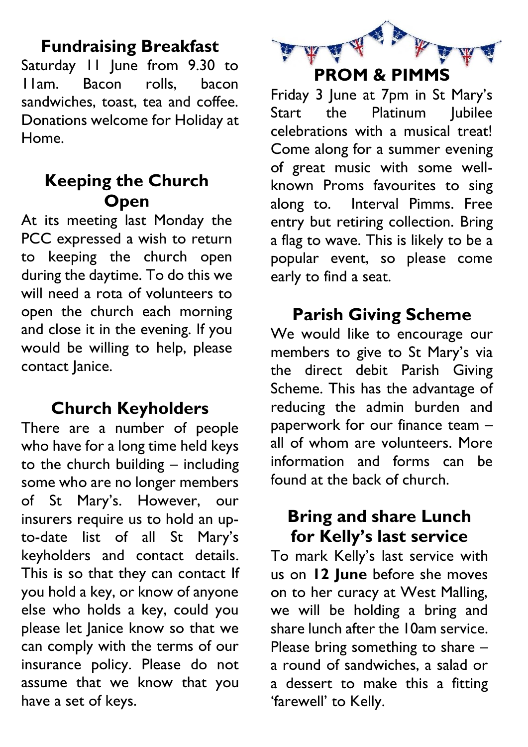## Fundraising Breakfast

Saturday 11 June from 9.30 to 11am. Bacon rolls, bacon sandwiches, toast, tea and coffee. Donations welcome for Holiday at Home.

## Keeping the Church Open

At its meeting last Monday the PCC expressed a wish to return to keeping the church open during the daytime. To do this we will need a rota of volunteers to open the church each morning and close it in the evening. If you would be willing to help, please contact Janice.

## Church Keyholders

There are a number of people who have for a long time held keys to the church building – including some who are no longer members of St Mary's. However, our insurers require us to hold an up-to-date list of all St Mary's keyholders and contact details. This is so that they can contact If you hold a key, or know of anyone else who holds a key, could you please let Janice know so that we can comply with the terms of our insurance policy. Please do not assume that we know that you have a set of keys.

## PROM & PIMMS

Friday 3 June at 7pm in St Mary's Start the Platinum Jubilee celebrations with a musical treat! Come along for a summer evening of great music with some well-known Proms favourites to sing along to. Interval Pimms. Free entry but retiring collection. Bring a flag to wave. This is likely to be a popular event, so please come early to find a seat.

## Parish Giving Scheme

We would like to encourage our members to give to St Mary's via the direct debit Parish Giving Scheme. This has the advantage of reducing the admin burden and paperwork for our finance team – all of whom are volunteers. More information and forms can be found at the back of church.

## Bring and share Lunch for Kelly's last service

To mark Kelly's last service with us on **12 June** before she moves on to her curacy at West Malling, we will be holding a bring and share lunch after the 10am service. Please bring something to share – a round of sandwiches, a salad or a dessert to make this a fitting 'farewell' to Kelly.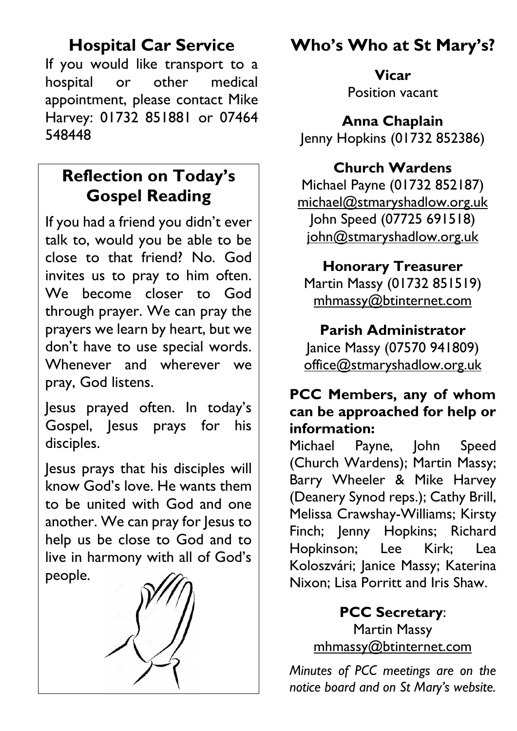## Hospital Car Service

If you would like transport to a hospital or other medical appointment, please contact Mike Harvey: 01732 851881 or 07464 548448

## Reflection on Today's Gospel Reading

If you had a friend you didn't ever talk to, would you be able to be close to that friend? No. God invites us to pray to him often. We become closer to God through prayer. We can pray the prayers we learn by heart, but we don't have to use special words. Whenever and wherever we pray, God listens.

Jesus prayed often. In today's Gospel, Jesus prays for his disciples.

Jesus prays that his disciples will know God's love. He wants them to be united with God and one another. We can pray for Jesus to help us be close to God and to live in harmony with all of God's people.

## Who's Who at St Mary's?

**Vicar**
Position vacant

**Anna Chaplain**
Jenny Hopkins (01732 852386)

**Church Wardens**
Michael Payne (01732 852187)
michael@stmaryshadlow.org.uk
John Speed (07725 691518)
john@stmaryshadlow.org.uk

**Honorary Treasurer**
Martin Massy (01732 851519)
mhmassy@btinternet.com

**Parish Administrator**
Janice Massy (07570 941809)
office@stmaryshadlow.org.uk

**PCC Members, any of whom can be approached for help or information:**
Michael Payne, John Speed (Church Wardens); Martin Massy; Barry Wheeler & Mike Harvey (Deanery Synod reps.); Cathy Brill, Melissa Crawshay-Williams; Kirsty Finch; Jenny Hopkins; Richard Hopkinson; Lee Kirk; Lea Koloszvári; Janice Massy; Katerina Nixon; Lisa Porritt and Iris Shaw.

**PCC Secretary**:
Martin Massy
mhmassy@btinternet.com

*Minutes of PCC meetings are on the notice board and on St Mary's website.*